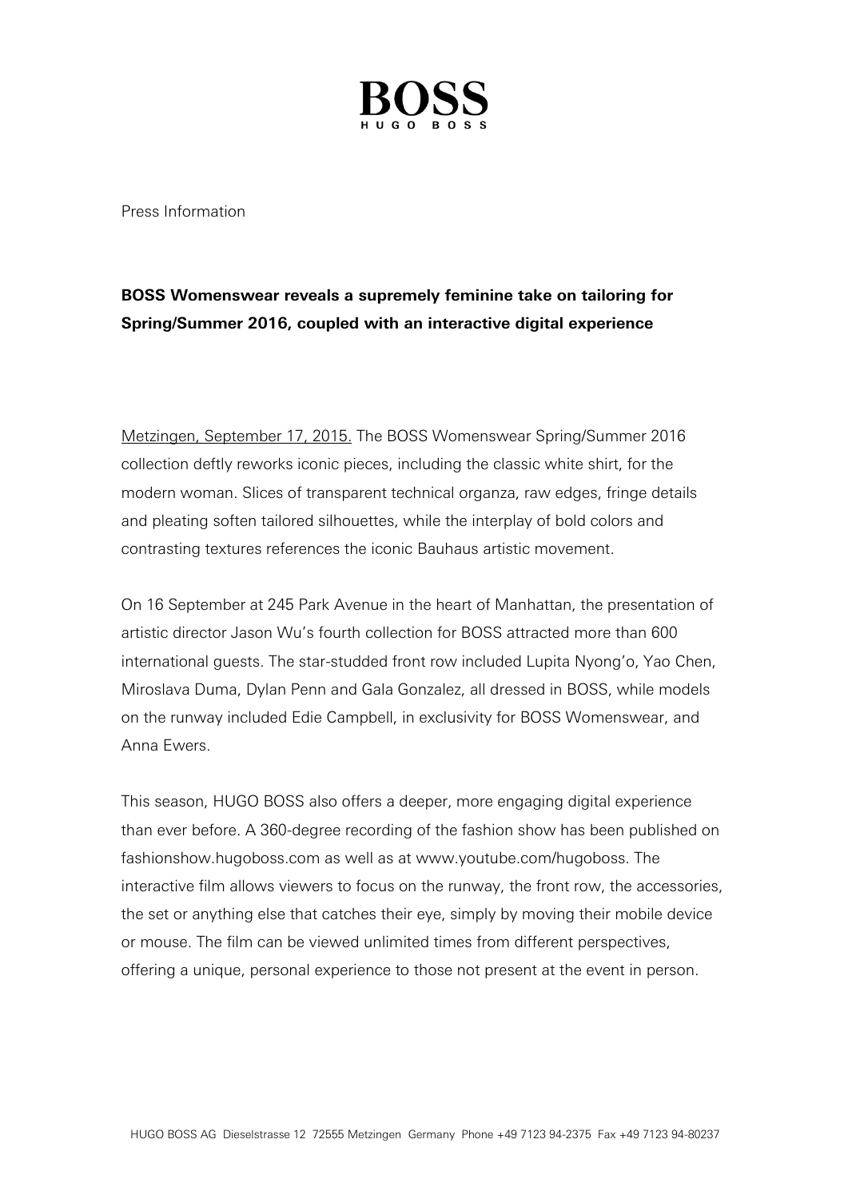BOSS

HUGO BOSS

Press Information

**BOSS Womenswear reveals a supremely feminine take on tailoring for Spring/Summer 2016, coupled with an interactive digital experience**

Metzingen, September 17, 2015. The BOSS Womenswear Spring/Summer 2016 collection deftly reworks iconic pieces, including the classic white shirt, for the modern woman. Slices of transparent technical organza, raw edges, fringe details and pleating soften tailored silhouettes, while the interplay of bold colors and contrasting textures references the iconic Bauhaus artistic movement.

On 16 September at 245 Park Avenue in the heart of Manhattan, the presentation of artistic director Jason Wu's fourth collection for BOSS attracted more than 600 international guests. The star-studded front row included Lupita Nyong'o, Yao Chen, Miroslava Duma, Dylan Penn and Gala Gonzalez, all dressed in BOSS, while models on the runway included Edie Campbell, in exclusivity for BOSS Womenswear, and Anna Ewers.

This season, HUGO BOSS also offers a deeper, more engaging digital experience than ever before. A 360-degree recording of the fashion show has been published on fashionshow.hugoboss.com as well as at www.youtube.com/hugoboss. The interactive film allows viewers to focus on the runway, the front row, the accessories, the set or anything else that catches their eye, simply by moving their mobile device or mouse. The film can be viewed unlimited times from different perspectives, offering a unique, personal experience to those not present at the event in person.

HUGO BOSS AG Dieselstrasse 12 72555 Metzingen Germany Phone +49 7123 94-2375 Fax +49 7123 94-80237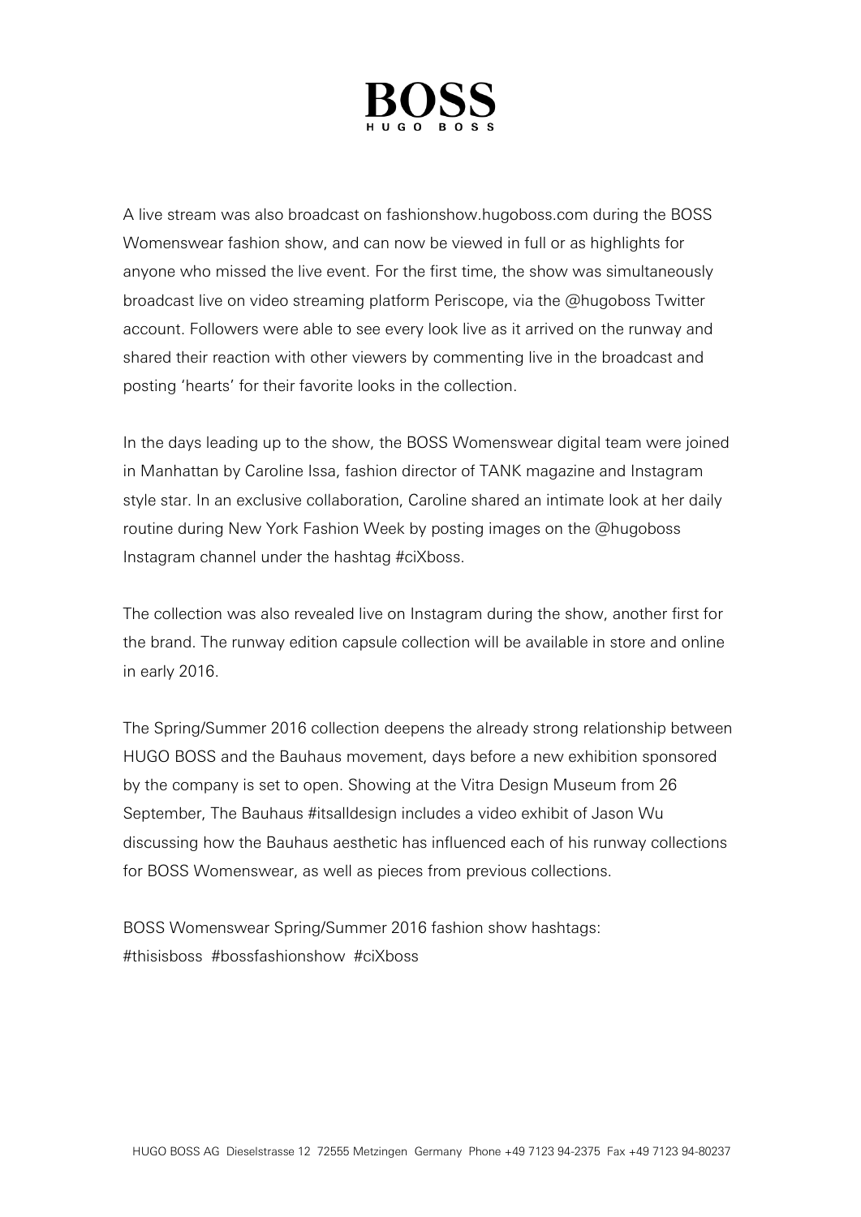A live stream was also broadcast on fashionshow.hugoboss.com during the BOSS Womenswear fashion show, and can now be viewed in full or as highlights for anyone who missed the live event. For the first time, the show was simultaneously broadcast live on video streaming platform Periscope, via the @hugoboss Twitter account. Followers were able to see every look live as it arrived on the runway and shared their reaction with other viewers by commenting live in the broadcast and posting 'hearts' for their favorite looks in the collection.

In the days leading up to the show, the BOSS Womenswear digital team were joined in Manhattan by Caroline Issa, fashion director of TANK magazine and Instagram style star. In an exclusive collaboration, Caroline shared an intimate look at her daily routine during New York Fashion Week by posting images on the @hugoboss Instagram channel under the hashtag #ciXboss.

The collection was also revealed live on Instagram during the show, another first for the brand. The runway edition capsule collection will be available in store and online in early 2016.

The Spring/Summer 2016 collection deepens the already strong relationship between HUGO BOSS and the Bauhaus movement, days before a new exhibition sponsored by the company is set to open. Showing at the Vitra Design Museum from 26 September, The Bauhaus #itsalldesign includes a video exhibit of Jason Wu discussing how the Bauhaus aesthetic has influenced each of his runway collections for BOSS Womenswear, as well as pieces from previous collections.

BOSS Womenswear Spring/Summer 2016 fashion show hashtags:
#thisisboss #bossfashionshow #ciXboss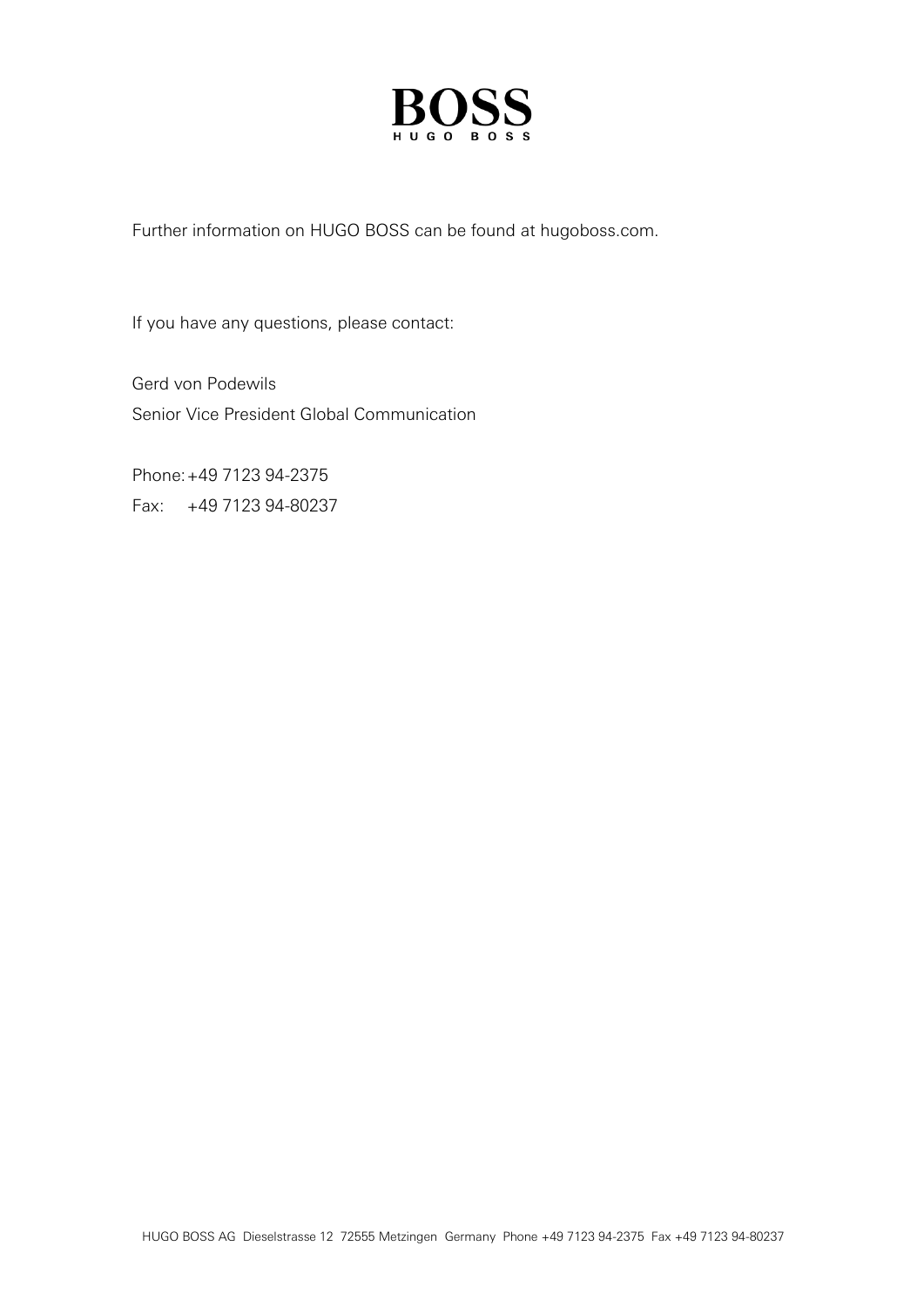Further information on HUGO BOSS can be found at hugoboss.com.

If you have any questions, please contact:

Gerd von Podewils  
Senior Vice President Global Communication

Phone: +49 7123 94-2375  
Fax: +49 7123 94-80237